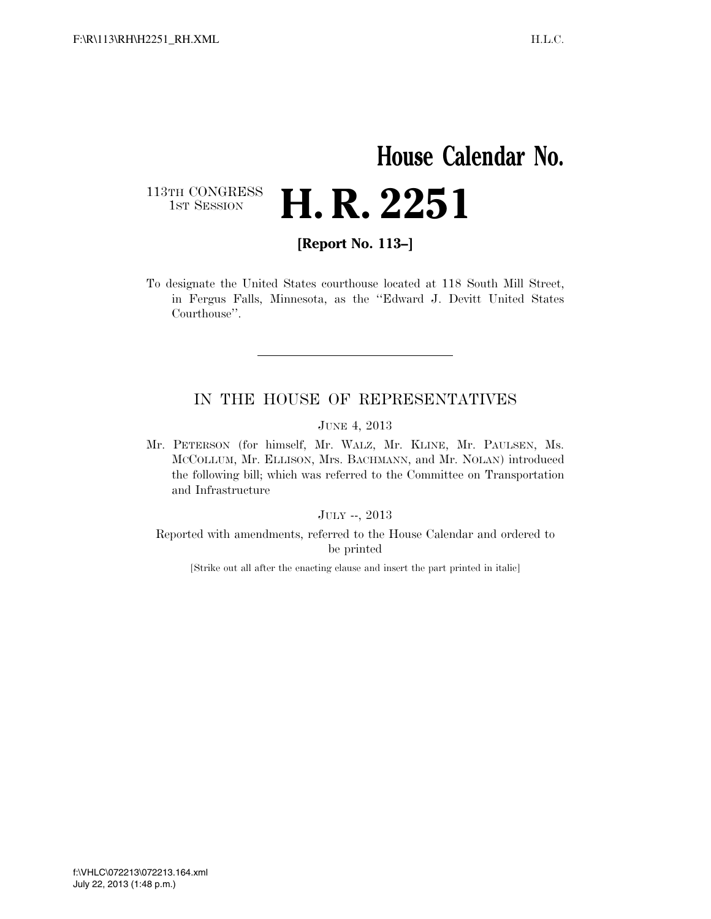# House Calendar No.

113TH CONGRESS
1ST SESSION

# H. R. 2251

**[Report No. 113–]**

To designate the United States courthouse located at 118 South Mill Street, in Fergus Falls, Minnesota, as the "Edward J. Devitt United States Courthouse".

---

## IN THE HOUSE OF REPRESENTATIVES

JUNE 4, 2013

Mr. PETERSON (for himself, Mr. WALZ, Mr. KLINE, Mr. PAULSEN, Ms. MCCOLLUM, Mr. ELLISON, Mrs. BACHMANN, and Mr. NOLAN) introduced the following bill; which was referred to the Committee on Transportation and Infrastructure

JULY --, 2013

Reported with amendments, referred to the House Calendar and ordered to be printed

[Strike out all after the enacting clause and insert the part printed in italic]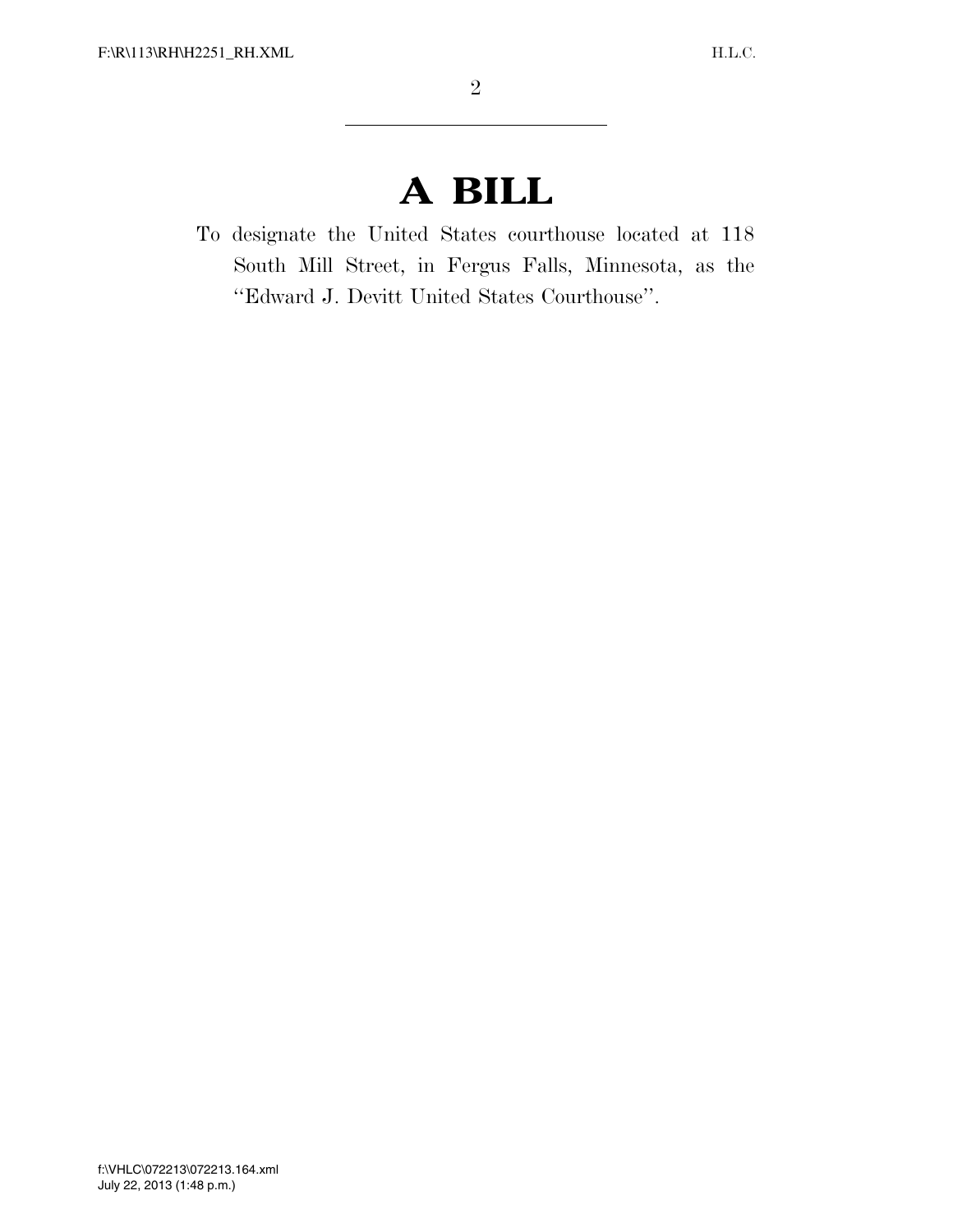# A BILL

To designate the United States courthouse located at 118 South Mill Street, in Fergus Falls, Minnesota, as the ''Edward J. Devitt United States Courthouse''.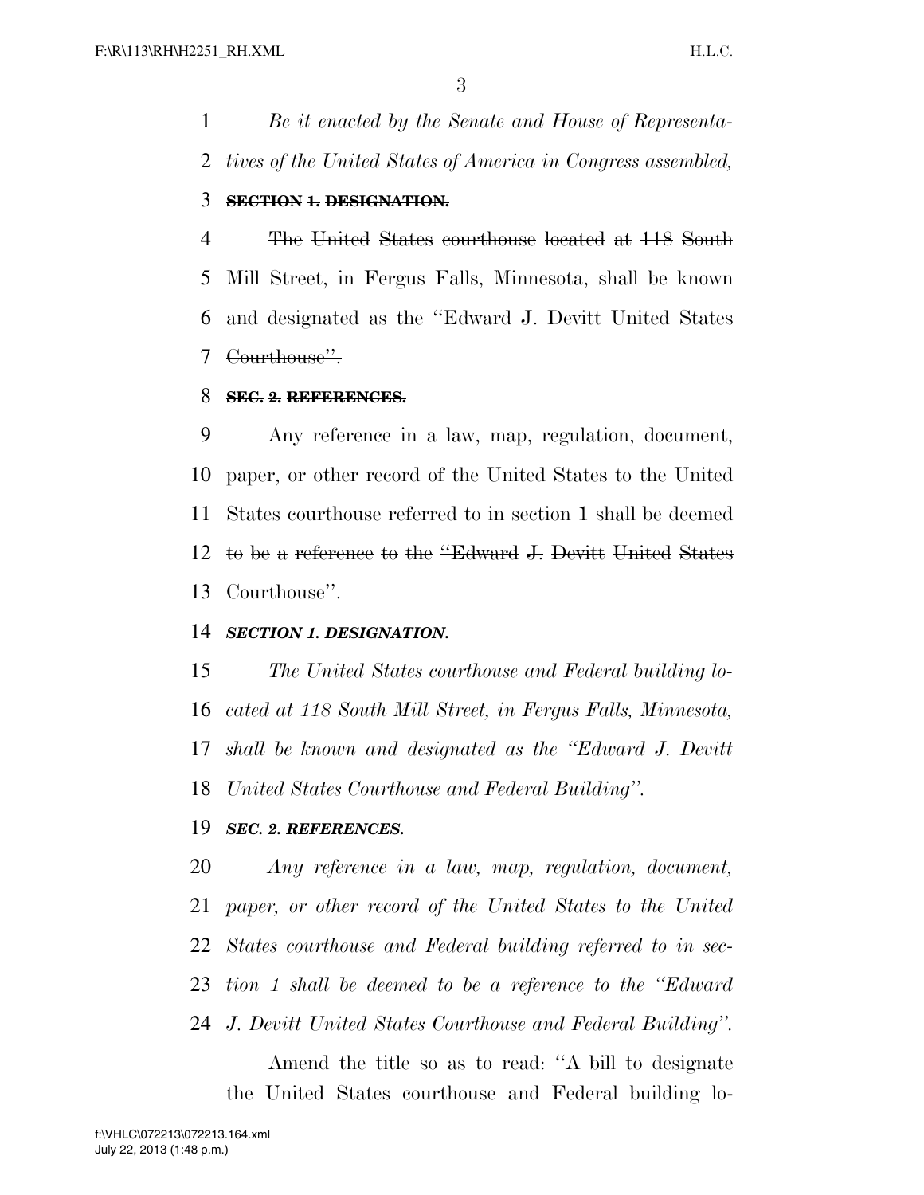*Be it enacted by the Senate and House of Representatives of the United States of America in Congress assembled,*

~~**SECTION 1. DESIGNATION.**~~

~~The United States courthouse located at 118 South Mill Street, in Fergus Falls, Minnesota, shall be known and designated as the "Edward J. Devitt United States Courthouse".~~

~~**SEC. 2. REFERENCES.**~~

~~Any reference in a law, map, regulation, document, paper, or other record of the United States to the United States courthouse referred to in section 1 shall be deemed to be a reference to the "Edward J. Devitt United States Courthouse".~~

***SECTION 1. DESIGNATION.***

*The United States courthouse and Federal building located at 118 South Mill Street, in Fergus Falls, Minnesota, shall be known and designated as the "Edward J. Devitt United States Courthouse and Federal Building".*

***SEC. 2. REFERENCES.***

*Any reference in a law, map, regulation, document, paper, or other record of the United States to the United States courthouse and Federal building referred to in section 1 shall be deemed to be a reference to the "Edward J. Devitt United States Courthouse and Federal Building".*

Amend the title so as to read: "A bill to designate the United States courthouse and Federal building lo-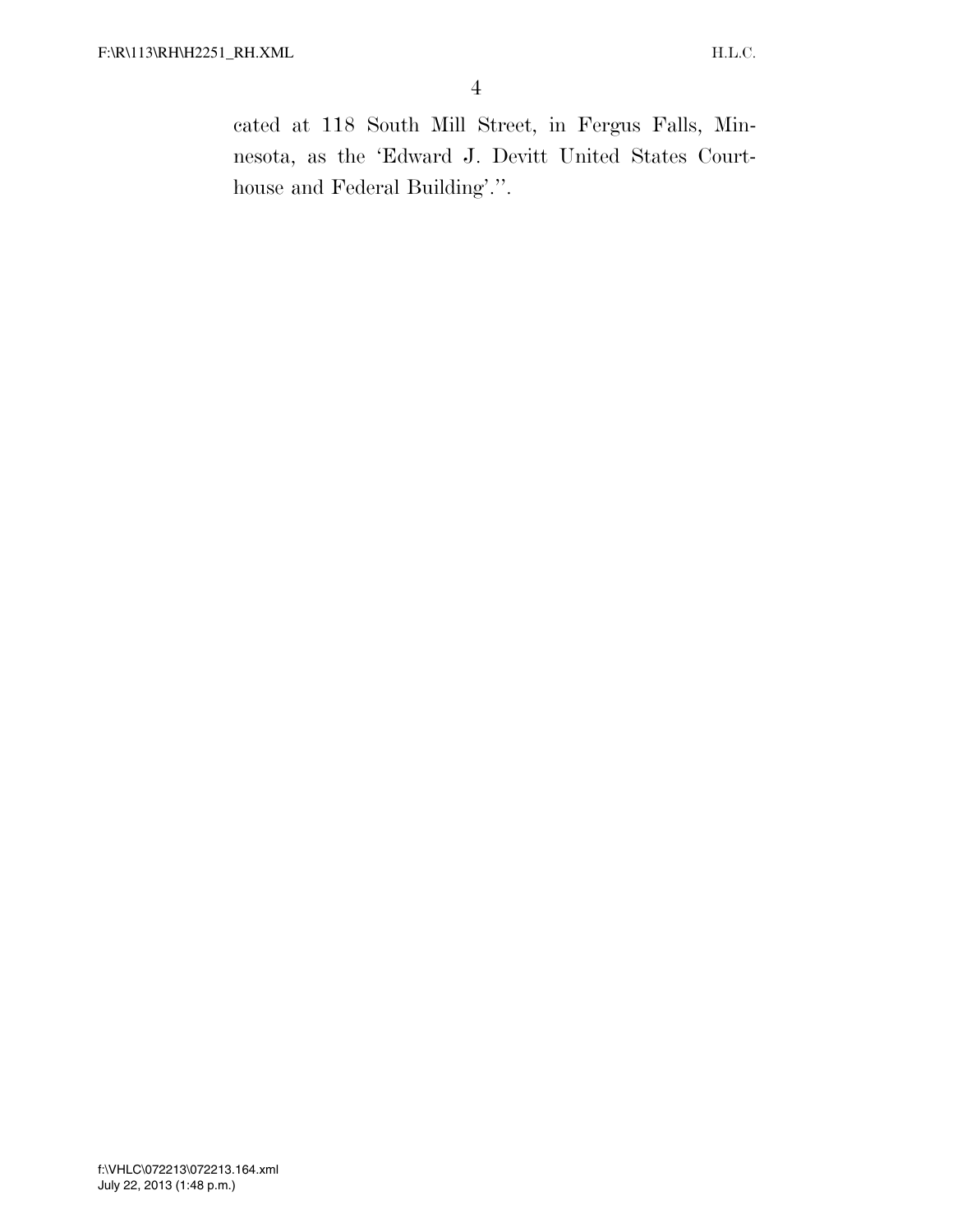cated at 118 South Mill Street, in Fergus Falls, Minnesota, as the 'Edward J. Devitt United States Courthouse and Federal Building'.''.